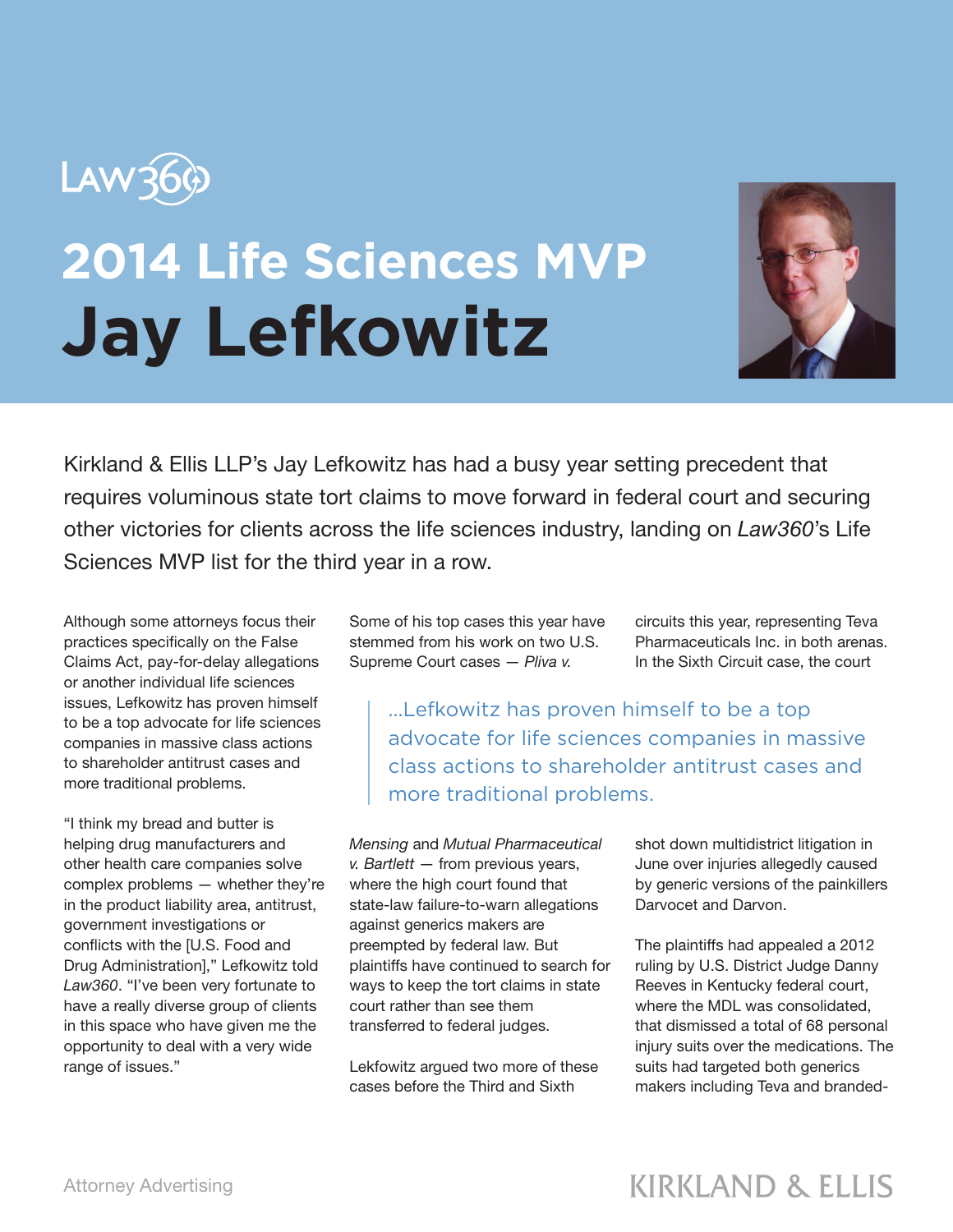Law360

# 2014 Life Sciences MVP

# Jay Lefkowitz

Kirkland & Ellis LLP's Jay Lefkowitz has had a busy year setting precedent that requires voluminous state tort claims to move forward in federal court and securing other victories for clients across the life sciences industry, landing on *Law360*'s Life Sciences MVP list for the third year in a row.

Although some attorneys focus their practices specifically on the False Claims Act, pay-for-delay allegations or another individual life sciences issues, Lefkowitz has proven himself to be a top advocate for life sciences companies in massive class actions to shareholder antitrust cases and more traditional problems.

"I think my bread and butter is helping drug manufacturers and other health care companies solve complex problems — whether they're in the product liability area, antitrust, government investigations or conflicts with the [U.S. Food and Drug Administration]," Lefkowitz told *Law360*. "I've been very fortunate to have a really diverse group of clients in this space who have given me the opportunity to deal with a very wide range of issues."

> ...Lefkowitz has proven himself to be a top advocate for life sciences companies in massive class actions to shareholder antitrust cases and more traditional problems.

Some of his top cases this year have stemmed from his work on two U.S. Supreme Court cases — *Pliva v. Mensing* and *Mutual Pharmaceutical v. Bartlett* — from previous years, where the high court found that state-law failure-to-warn allegations against generics makers are preempted by federal law. But plaintiffs have continued to search for ways to keep the tort claims in state court rather than see them transferred to federal judges.

Lekfowitz argued two more of these cases before the Third and Sixth circuits this year, representing Teva Pharmaceuticals Inc. in both arenas. In the Sixth Circuit case, the court shot down multidistrict litigation in June over injuries allegedly caused by generic versions of the painkillers Darvocet and Darvon.

The plaintiffs had appealed a 2012 ruling by U.S. District Judge Danny Reeves in Kentucky federal court, where the MDL was consolidated, that dismissed a total of 68 personal injury suits over the medications. The suits had targeted both generics makers including Teva and branded-

Attorney Advertising

KIRKLAND & ELLIS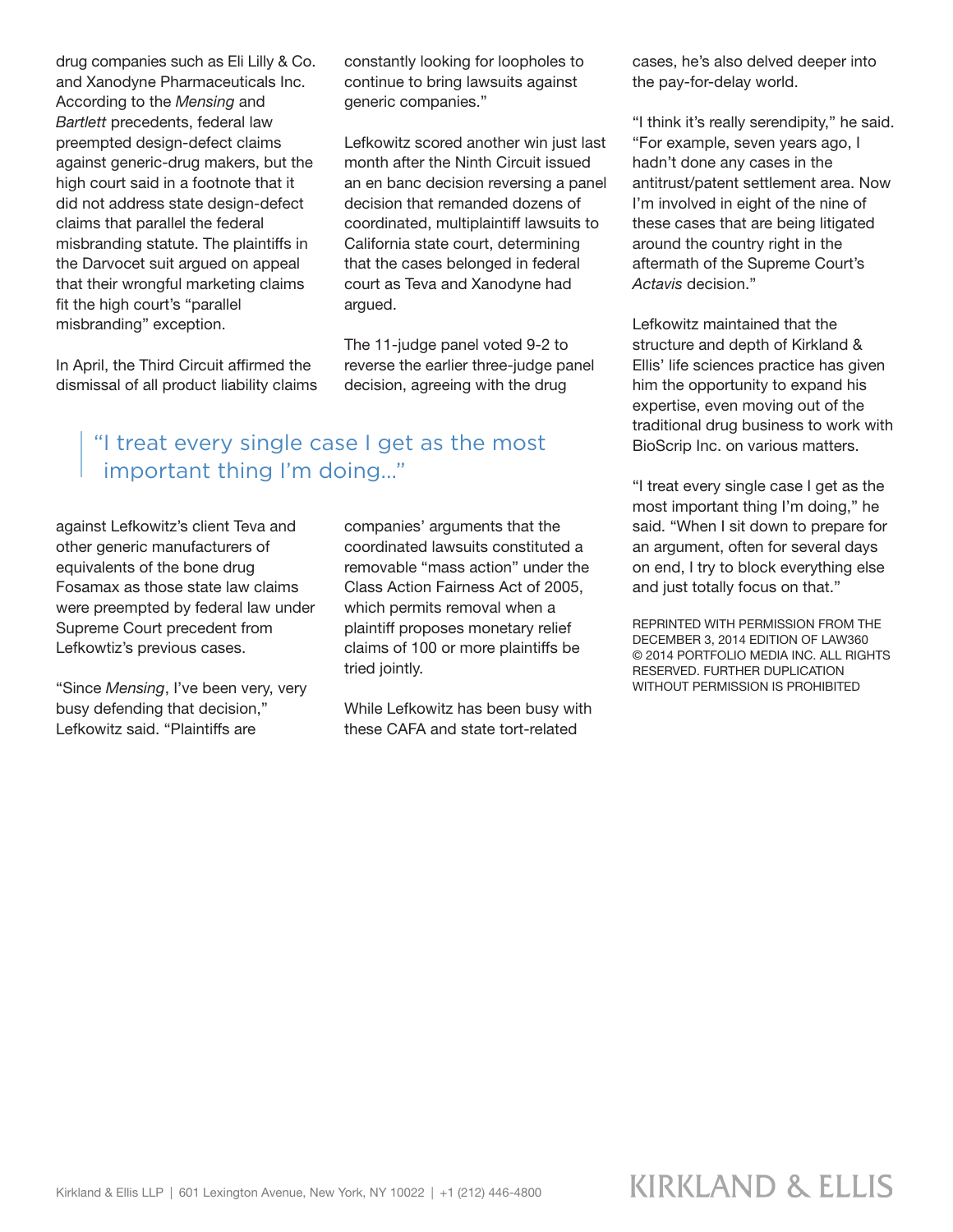drug companies such as Eli Lilly & Co. and Xanodyne Pharmaceuticals Inc. According to the *Mensing* and *Bartlett* precedents, federal law preempted design-defect claims against generic-drug makers, but the high court said in a footnote that it did not address state design-defect claims that parallel the federal misbranding statute. The plaintiffs in the Darvocet suit argued on appeal that their wrongful marketing claims fit the high court's "parallel misbranding" exception.

In April, the Third Circuit affirmed the dismissal of all product liability claims against Lefkowitz's client Teva and other generic manufacturers of equivalents of the bone drug Fosamax as those state law claims were preempted by federal law under Supreme Court precedent from Lefkowtiz's previous cases.

"Since *Mensing*, I've been very, very busy defending that decision," Lefkowitz said. "Plaintiffs are constantly looking for loopholes to continue to bring lawsuits against generic companies."

Lefkowitz scored another win just last month after the Ninth Circuit issued an en banc decision reversing a panel decision that remanded dozens of coordinated, multiplaintiff lawsuits to California state court, determining that the cases belonged in federal court as Teva and Xanodyne had argued.

The 11-judge panel voted 9-2 to reverse the earlier three-judge panel decision, agreeing with the drug companies' arguments that the coordinated lawsuits constituted a removable "mass action" under the Class Action Fairness Act of 2005, which permits removal when a plaintiff proposes monetary relief claims of 100 or more plaintiffs be tried jointly.

> "I treat every single case I get as the most important thing I'm doing..."

While Lefkowitz has been busy with these CAFA and state tort-related cases, he's also delved deeper into the pay-for-delay world.

"I think it's really serendipity," he said. "For example, seven years ago, I hadn't done any cases in the antitrust/patent settlement area. Now I'm involved in eight of the nine of these cases that are being litigated around the country right in the aftermath of the Supreme Court's *Actavis* decision."

Lefkowitz maintained that the structure and depth of Kirkland & Ellis' life sciences practice has given him the opportunity to expand his expertise, even moving out of the traditional drug business to work with BioScrip Inc. on various matters.

"I treat every single case I get as the most important thing I'm doing," he said. "When I sit down to prepare for an argument, often for several days on end, I try to block everything else and just totally focus on that."

REPRINTED WITH PERMISSION FROM THE DECEMBER 3, 2014 EDITION OF LAW360 © 2014 PORTFOLIO MEDIA INC. ALL RIGHTS RESERVED. FURTHER DUPLICATION WITHOUT PERMISSION IS PROHIBITED

Kirkland & Ellis LLP | 601 Lexington Avenue, New York, NY 10022 | +1 (212) 446-4800

KIRKLAND & ELLIS